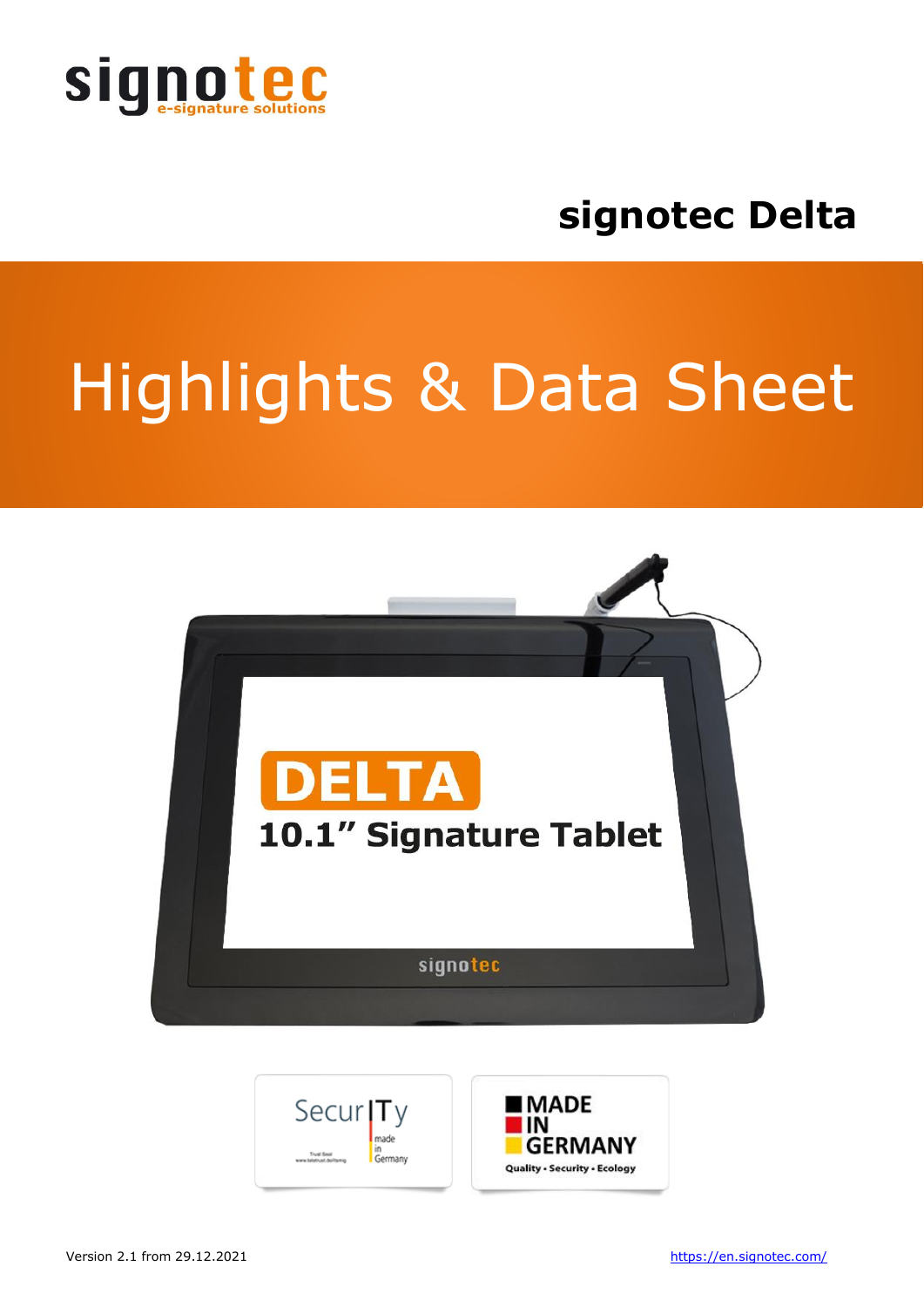signotec
e-signature solutions

# signotec Delta

# Highlights & Data Sheet

DELTA
10.1" Signature Tablet

Version 2.1 from 29.12.2021

https://en.signotec.com/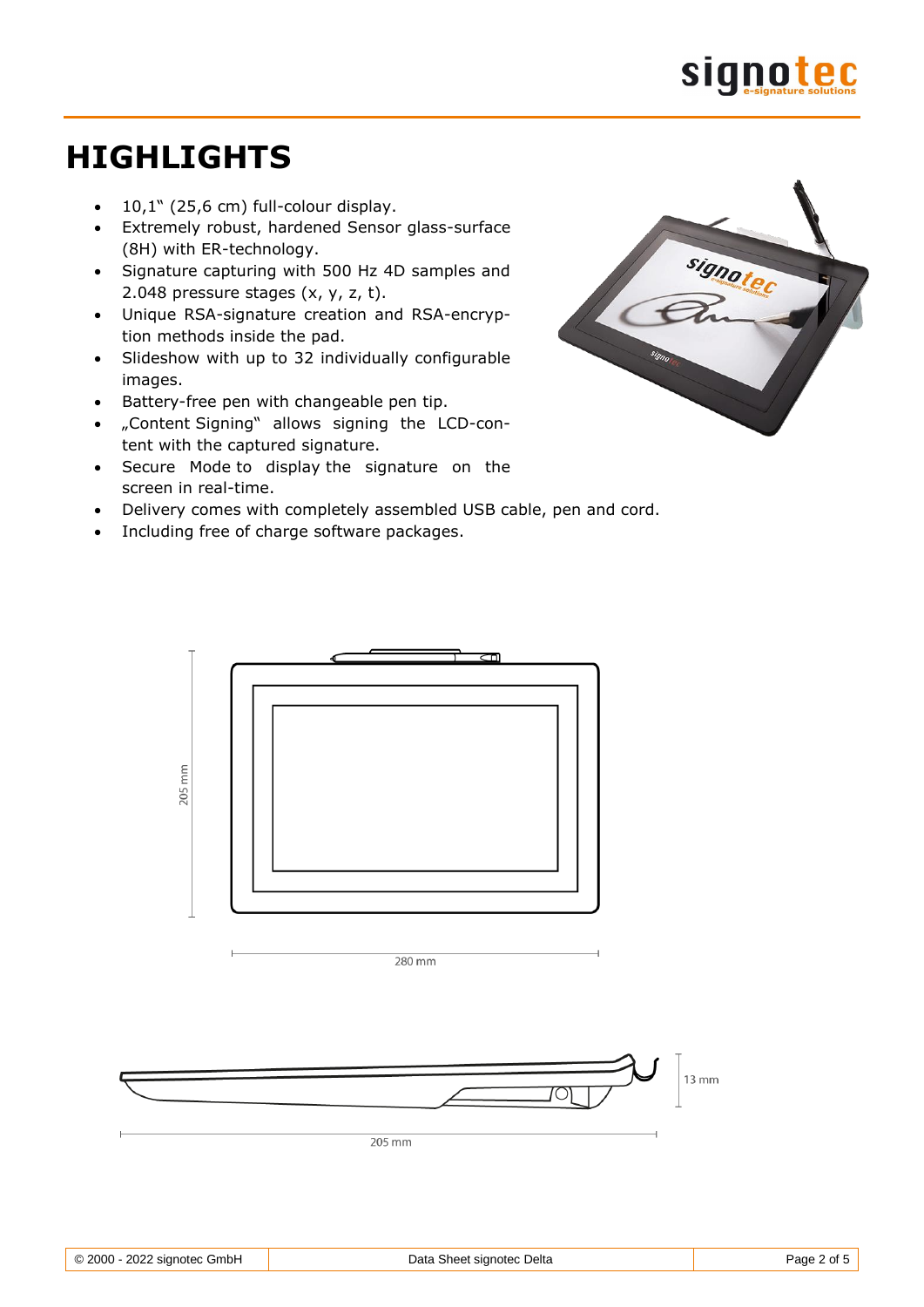# HIGHLIGHTS

- 10,1" (25,6 cm) full-colour display.
- Extremely robust, hardened Sensor glass-surface (8H) with ER-technology.
- Signature capturing with 500 Hz 4D samples and 2.048 pressure stages (x, y, z, t).
- Unique RSA-signature creation and RSA-encryption methods inside the pad.
- Slideshow with up to 32 individually configurable images.
- Battery-free pen with changeable pen tip.
- „Content Signing" allows signing the LCD-content with the captured signature.
- Secure Mode to display the signature on the screen in real-time.
- Delivery comes with completely assembled USB cable, pen and cord.
- Including free of charge software packages.

205 mm

280 mm

13 mm

205 mm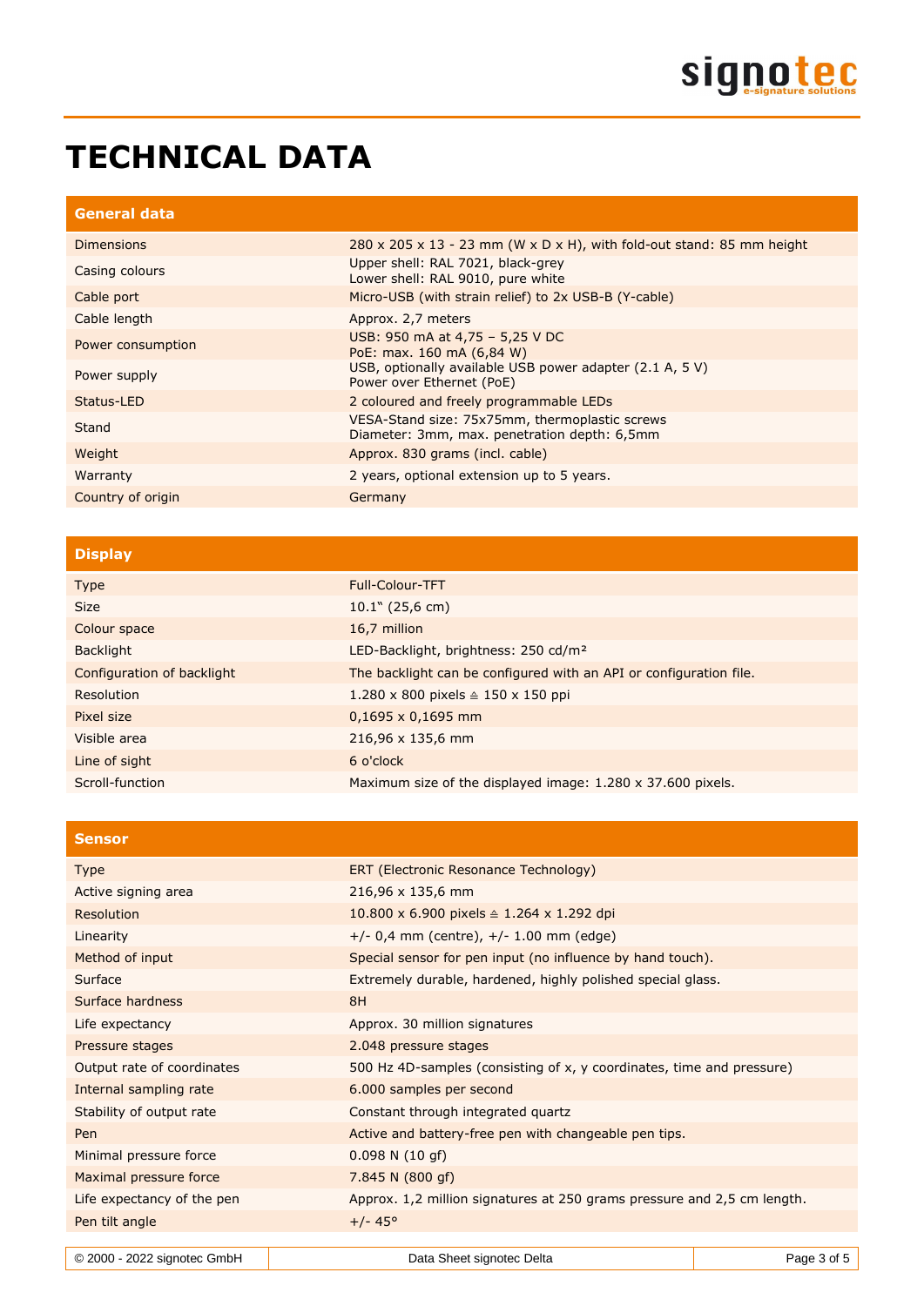# TECHNICAL DATA

| General data | |
|---|---|
| Dimensions | 280 x 205 x 13 - 23 mm (W x D x H), with fold-out stand: 85 mm height |
| Casing colours | Upper shell: RAL 7021, black-grey<br>Lower shell: RAL 9010, pure white |
| Cable port | Micro-USB (with strain relief) to 2x USB-B (Y-cable) |
| Cable length | Approx. 2,7 meters |
| Power consumption | USB: 950 mA at 4,75 – 5,25 V DC<br>PoE: max. 160 mA (6,84 W) |
| Power supply | USB, optionally available USB power adapter (2.1 A, 5 V)<br>Power over Ethernet (PoE) |
| Status-LED | 2 coloured and freely programmable LEDs |
| Stand | VESA-Stand size: 75x75mm, thermoplastic screws<br>Diameter: 3mm, max. penetration depth: 6,5mm |
| Weight | Approx. 830 grams (incl. cable) |
| Warranty | 2 years, optional extension up to 5 years. |
| Country of origin | Germany |

| Display | |
|---|---|
| Type | Full-Colour-TFT |
| Size | 10.1“ (25,6 cm) |
| Colour space | 16,7 million |
| Backlight | LED-Backlight, brightness: 250 cd/m² |
| Configuration of backlight | The backlight can be configured with an API or configuration file. |
| Resolution | 1.280 x 800 pixels ≙ 150 x 150 ppi |
| Pixel size | 0,1695 x 0,1695 mm |
| Visible area | 216,96 x 135,6 mm |
| Line of sight | 6 o'clock |
| Scroll-function | Maximum size of the displayed image: 1.280 x 37.600 pixels. |

| Sensor | |
|---|---|
| Type | ERT (Electronic Resonance Technology) |
| Active signing area | 216,96 x 135,6 mm |
| Resolution | 10.800 x 6.900 pixels ≙ 1.264 x 1.292 dpi |
| Linearity | +/- 0,4 mm (centre), +/- 1.00 mm (edge) |
| Method of input | Special sensor for pen input (no influence by hand touch). |
| Surface | Extremely durable, hardened, highly polished special glass. |
| Surface hardness | 8H |
| Life expectancy | Approx. 30 million signatures |
| Pressure stages | 2.048 pressure stages |
| Output rate of coordinates | 500 Hz 4D-samples (consisting of x, y coordinates, time and pressure) |
| Internal sampling rate | 6.000 samples per second |
| Stability of output rate | Constant through integrated quartz |
| Pen | Active and battery-free pen with changeable pen tips. |
| Minimal pressure force | 0.098 N (10 gf) |
| Maximal pressure force | 7.845 N (800 gf) |
| Life expectancy of the pen | Approx. 1,2 million signatures at 250 grams pressure and 2,5 cm length. |
| Pen tilt angle | +/- 45° |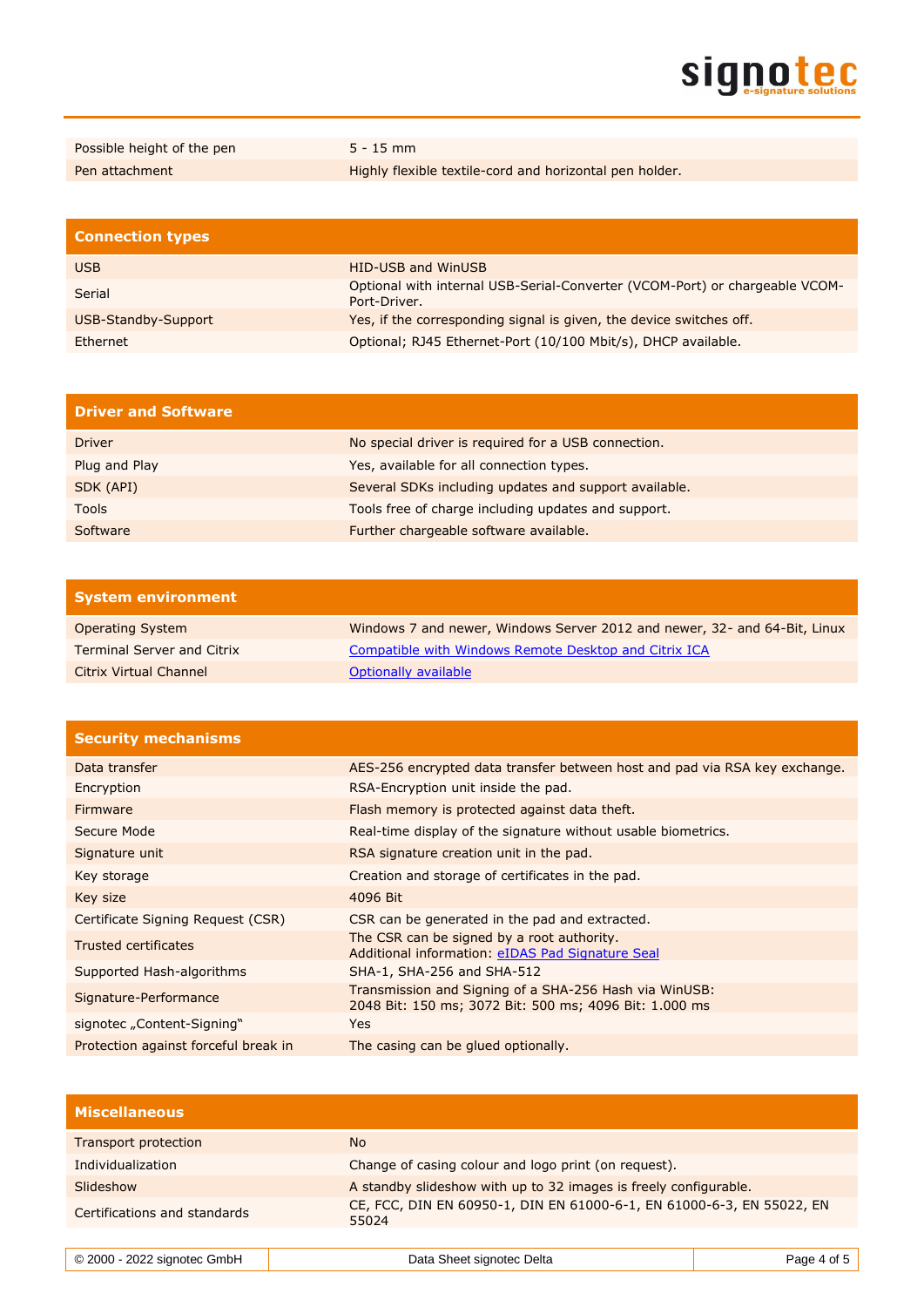| | |
|---|---|
| Possible height of the pen | 5 - 15 mm |
| Pen attachment | Highly flexible textile-cord and horizontal pen holder. |

| Connection types | |
|---|---|
| USB | HID-USB and WinUSB |
| Serial | Optional with internal USB-Serial-Converter (VCOM-Port) or chargeable VCOM-Port-Driver. |
| USB-Standby-Support | Yes, if the corresponding signal is given, the device switches off. |
| Ethernet | Optional; RJ45 Ethernet-Port (10/100 Mbit/s), DHCP available. |

| Driver and Software | |
|---|---|
| Driver | No special driver is required for a USB connection. |
| Plug and Play | Yes, available for all connection types. |
| SDK (API) | Several SDKs including updates and support available. |
| Tools | Tools free of charge including updates and support. |
| Software | Further chargeable software available. |

| System environment | |
|---|---|
| Operating System | Windows 7 and newer, Windows Server 2012 and newer, 32- and 64-Bit, Linux |
| Terminal Server and Citrix | Compatible with Windows Remote Desktop and Citrix ICA |
| Citrix Virtual Channel | Optionally available |

| Security mechanisms | |
|---|---|
| Data transfer | AES-256 encrypted data transfer between host and pad via RSA key exchange. |
| Encryption | RSA-Encryption unit inside the pad. |
| Firmware | Flash memory is protected against data theft. |
| Secure Mode | Real-time display of the signature without usable biometrics. |
| Signature unit | RSA signature creation unit in the pad. |
| Key storage | Creation and storage of certificates in the pad. |
| Key size | 4096 Bit |
| Certificate Signing Request (CSR) | CSR can be generated in the pad and extracted. |
| Trusted certificates | The CSR can be signed by a root authority.<br>Additional information: eIDAS Pad Signature Seal |
| Supported Hash-algorithms | SHA-1, SHA-256 and SHA-512 |
| Signature-Performance | Transmission and Signing of a SHA-256 Hash via WinUSB:<br>2048 Bit: 150 ms; 3072 Bit: 500 ms; 4096 Bit: 1.000 ms |
| signotec „Content-Signing" | Yes |
| Protection against forceful break in | The casing can be glued optionally. |

| Miscellaneous | |
|---|---|
| Transport protection | No |
| Individualization | Change of casing colour and logo print (on request). |
| Slideshow | A standby slideshow with up to 32 images is freely configurable. |
| Certifications and standards | CE, FCC, DIN EN 60950-1, DIN EN 61000-6-1, EN 61000-6-3, EN 55022, EN 55024 |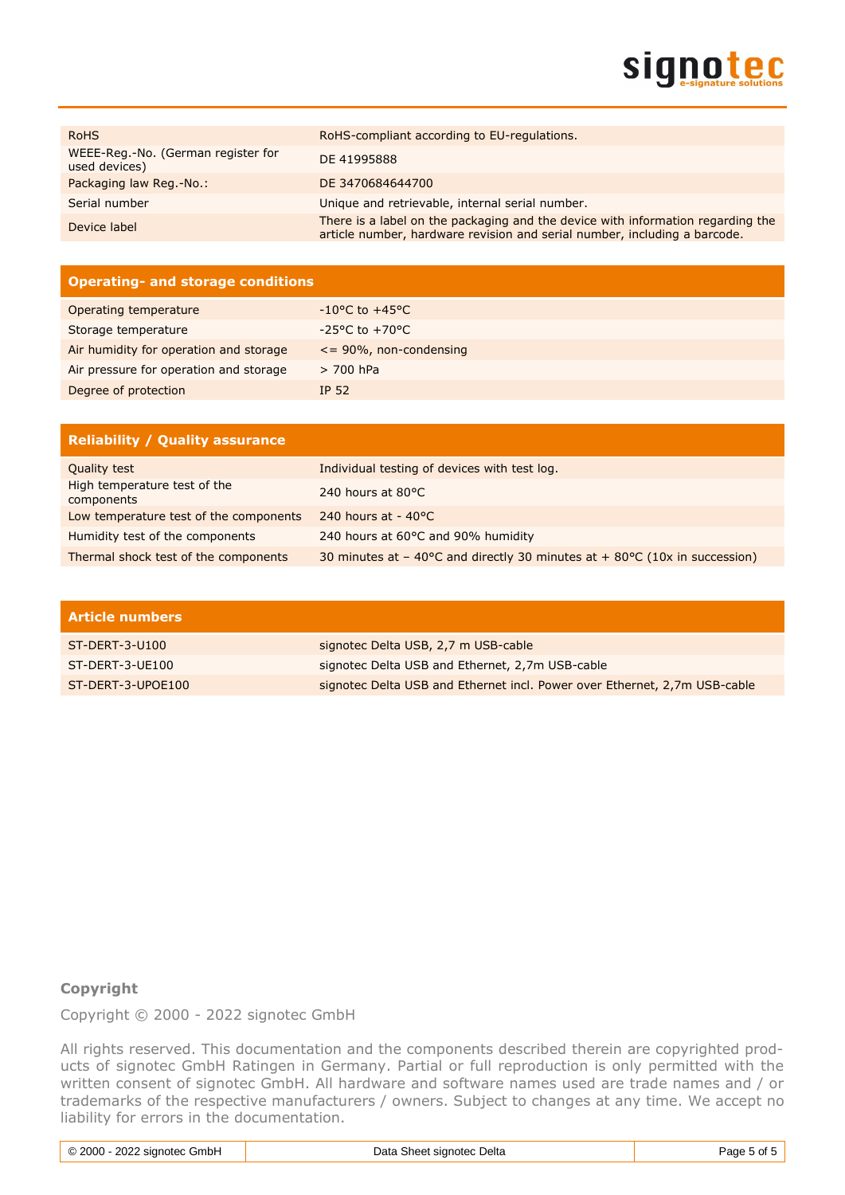| | |
|---|---|
| RoHS | RoHS-compliant according to EU-regulations. |
| WEEE-Reg.-No. (German register for used devices) | DE 41995888 |
| Packaging law Reg.-No.: | DE 3470684644700 |
| Serial number | Unique and retrievable, internal serial number. |
| Device label | There is a label on the packaging and the device with information regarding the article number, hardware revision and serial number, including a barcode. |

| Operating- and storage conditions | |
|---|---|
| Operating temperature | -10°C to +45°C |
| Storage temperature | -25°C to +70°C |
| Air humidity for operation and storage | <= 90%, non-condensing |
| Air pressure for operation and storage | > 700 hPa |
| Degree of protection | IP 52 |

| Reliability / Quality assurance | |
|---|---|
| Quality test | Individual testing of devices with test log. |
| High temperature test of the components | 240 hours at 80°C |
| Low temperature test of the components | 240 hours at - 40°C |
| Humidity test of the components | 240 hours at 60°C and 90% humidity |
| Thermal shock test of the components | 30 minutes at – 40°C and directly 30 minutes at + 80°C (10x in succession) |

| Article numbers | |
|---|---|
| ST-DERT-3-U100 | signotec Delta USB, 2,7 m USB-cable |
| ST-DERT-3-UE100 | signotec Delta USB and Ethernet, 2,7m USB-cable |
| ST-DERT-3-UPOE100 | signotec Delta USB and Ethernet incl. Power over Ethernet, 2,7m USB-cable |

**Copyright**

Copyright © 2000 - 2022 signotec GmbH

All rights reserved. This documentation and the components described therein are copyrighted products of signotec GmbH Ratingen in Germany. Partial or full reproduction is only permitted with the written consent of signotec GmbH. All hardware and software names used are trade names and / or trademarks of the respective manufacturers / owners. Subject to changes at any time. We accept no liability for errors in the documentation.